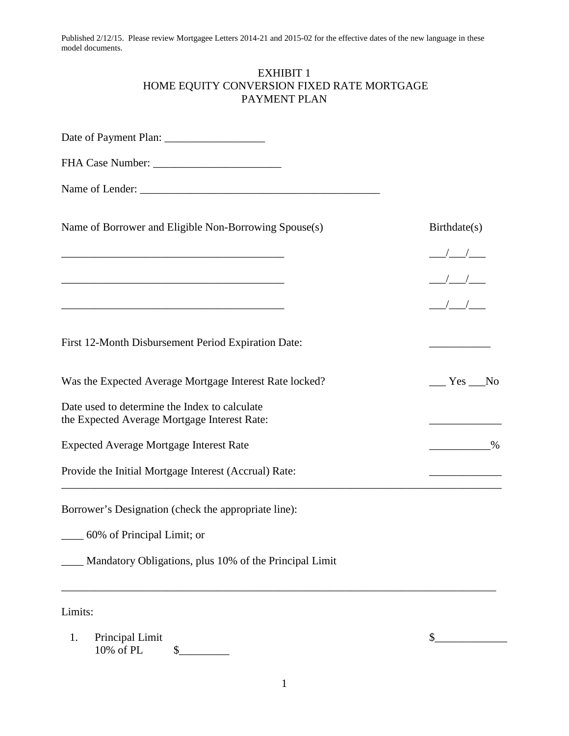Published 2/12/15. Please review Mortgagee Letters 2014-21 and 2015-02 for the effective dates of the new language in these model documents.

# EXHIBIT 1
# HOME EQUITY CONVERSION FIXED RATE MORTGAGE
# PAYMENT PLAN

Date of Payment Plan: ___________________

FHA Case Number: ________________________

Name of Lender: ____________________________________________

| Name of Borrower and Eligible Non-Borrowing Spouse(s) | Birthdate(s) |
|---|---|
| ________________________________________ | ___/___/___ |
| ________________________________________ | ___/___/___ |
| ________________________________________ | ___/___/___ |

First 12-Month Disbursement Period Expiration Date: ___________

Was the Expected Average Mortgage Interest Rate locked? ___ Yes ___No

Date used to determine the Index to calculate the Expected Average Mortgage Interest Rate: _____________

Expected Average Mortgage Interest Rate ___________%

Provide the Initial Mortgage Interest (Accrual) Rate: _____________

---

Borrower's Designation (check the appropriate line):

____ 60% of Principal Limit; or

____ Mandatory Obligations, plus 10% of the Principal Limit

---

Limits:

1. Principal Limit $_____________
   10% of PL $_________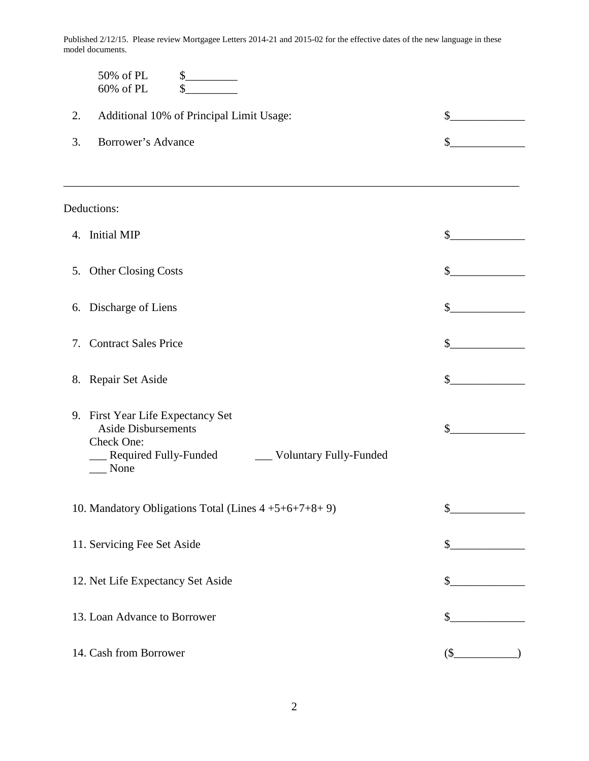50% of PL $_________
60% of PL $_________

2. Additional 10% of Principal Limit Usage: $_____________

3. Borrower's Advance $_____________

---

Deductions:

4. Initial MIP $_____________

5. Other Closing Costs $_____________

6. Discharge of Liens $_____________

7. Contract Sales Price $_____________

8. Repair Set Aside $_____________

9. First Year Life Expectancy Set Aside Disbursements $_____________
   Check One:
   ___ Required Fully-Funded ___ Voluntary Fully-Funded
   ___ None

10. Mandatory Obligations Total (Lines 4 +5+6+7+8+ 9) $_____________

11. Servicing Fee Set Aside $_____________

12. Net Life Expectancy Set Aside $_____________

13. Loan Advance to Borrower $_____________

14. Cash from Borrower ($___________)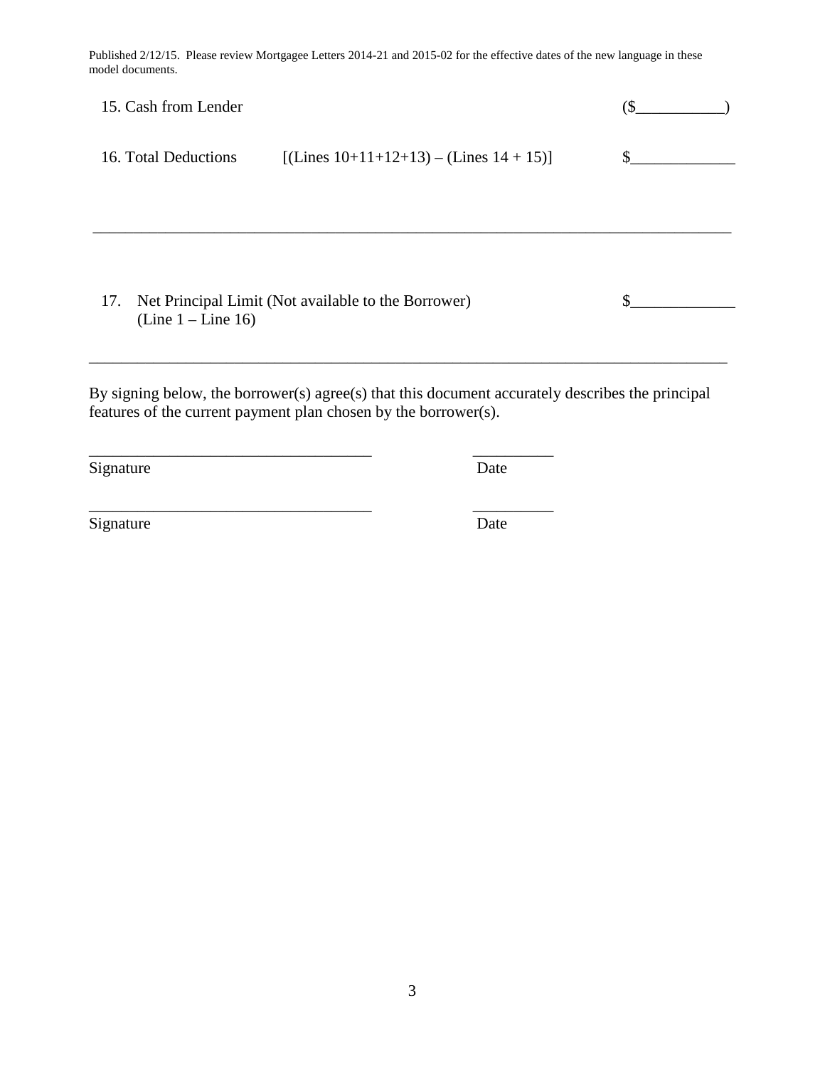Published 2/12/15. Please review Mortgagee Letters 2014-21 and 2015-02 for the effective dates of the new language in these model documents.

| | | |
|---|---|---|
| 15. Cash from Lender | | ($___________) |
| 16. Total Deductions | [(Lines 10+11+12+13) – (Lines 14 + 15)] | $_____________ |

---

| | |
|---|---|
| 17. Net Principal Limit (Not available to the Borrower) (Line 1 – Line 16) | $_____________ |

---

By signing below, the borrower(s) agree(s) that this document accurately describes the principal features of the current payment plan chosen by the borrower(s).

___________________________________ __________
Signature Date

___________________________________ __________
Signature Date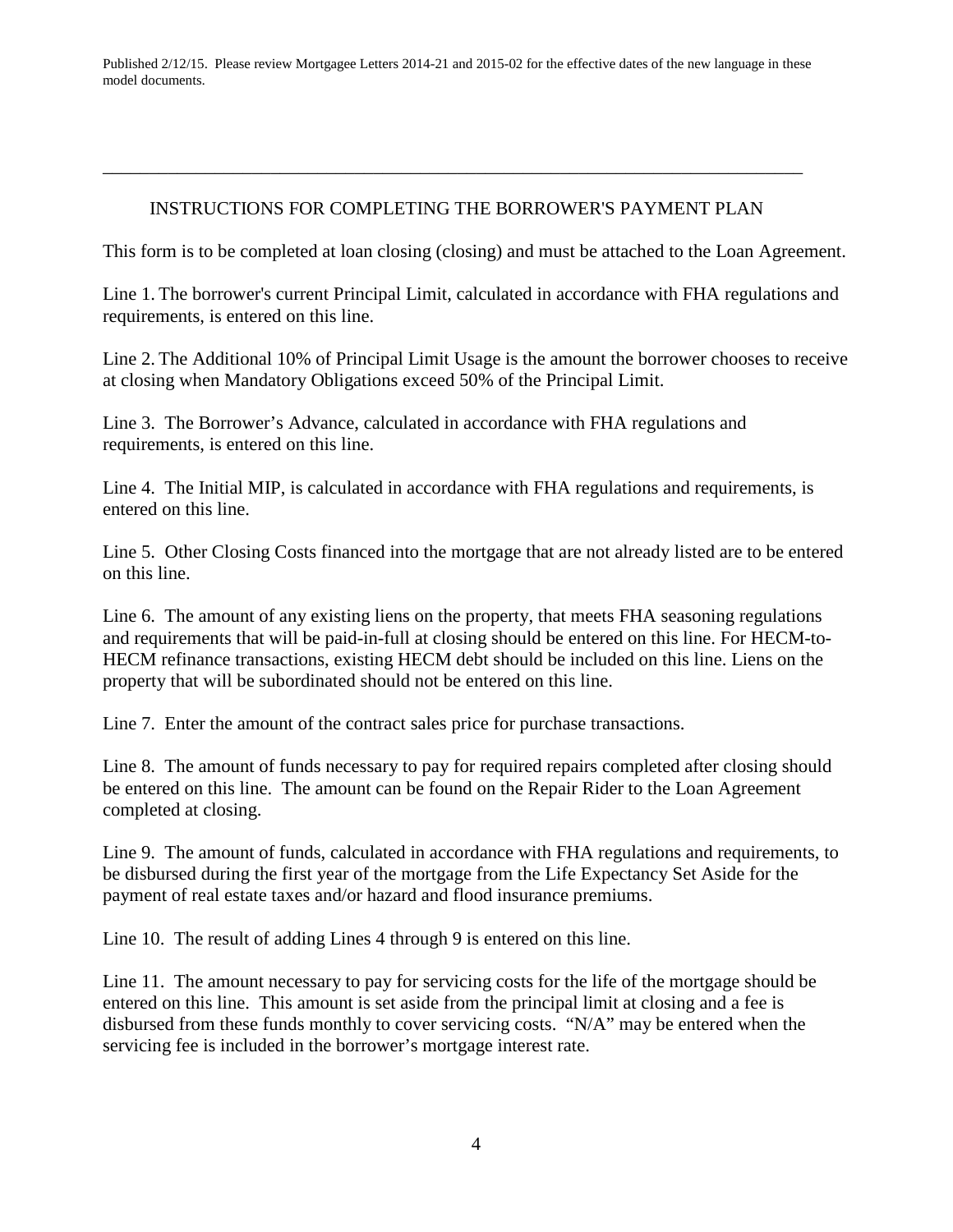Published 2/12/15. Please review Mortgagee Letters 2014-21 and 2015-02 for the effective dates of the new language in these model documents.

---

## INSTRUCTIONS FOR COMPLETING THE BORROWER'S PAYMENT PLAN

This form is to be completed at loan closing (closing) and must be attached to the Loan Agreement.

Line 1. The borrower's current Principal Limit, calculated in accordance with FHA regulations and requirements, is entered on this line.

Line 2. The Additional 10% of Principal Limit Usage is the amount the borrower chooses to receive at closing when Mandatory Obligations exceed 50% of the Principal Limit.

Line 3. The Borrower's Advance, calculated in accordance with FHA regulations and requirements, is entered on this line.

Line 4. The Initial MIP, is calculated in accordance with FHA regulations and requirements, is entered on this line.

Line 5. Other Closing Costs financed into the mortgage that are not already listed are to be entered on this line.

Line 6. The amount of any existing liens on the property, that meets FHA seasoning regulations and requirements that will be paid-in-full at closing should be entered on this line. For HECM-to-HECM refinance transactions, existing HECM debt should be included on this line. Liens on the property that will be subordinated should not be entered on this line.

Line 7. Enter the amount of the contract sales price for purchase transactions.

Line 8. The amount of funds necessary to pay for required repairs completed after closing should be entered on this line. The amount can be found on the Repair Rider to the Loan Agreement completed at closing.

Line 9. The amount of funds, calculated in accordance with FHA regulations and requirements, to be disbursed during the first year of the mortgage from the Life Expectancy Set Aside for the payment of real estate taxes and/or hazard and flood insurance premiums.

Line 10. The result of adding Lines 4 through 9 is entered on this line.

Line 11. The amount necessary to pay for servicing costs for the life of the mortgage should be entered on this line. This amount is set aside from the principal limit at closing and a fee is disbursed from these funds monthly to cover servicing costs. "N/A" may be entered when the servicing fee is included in the borrower's mortgage interest rate.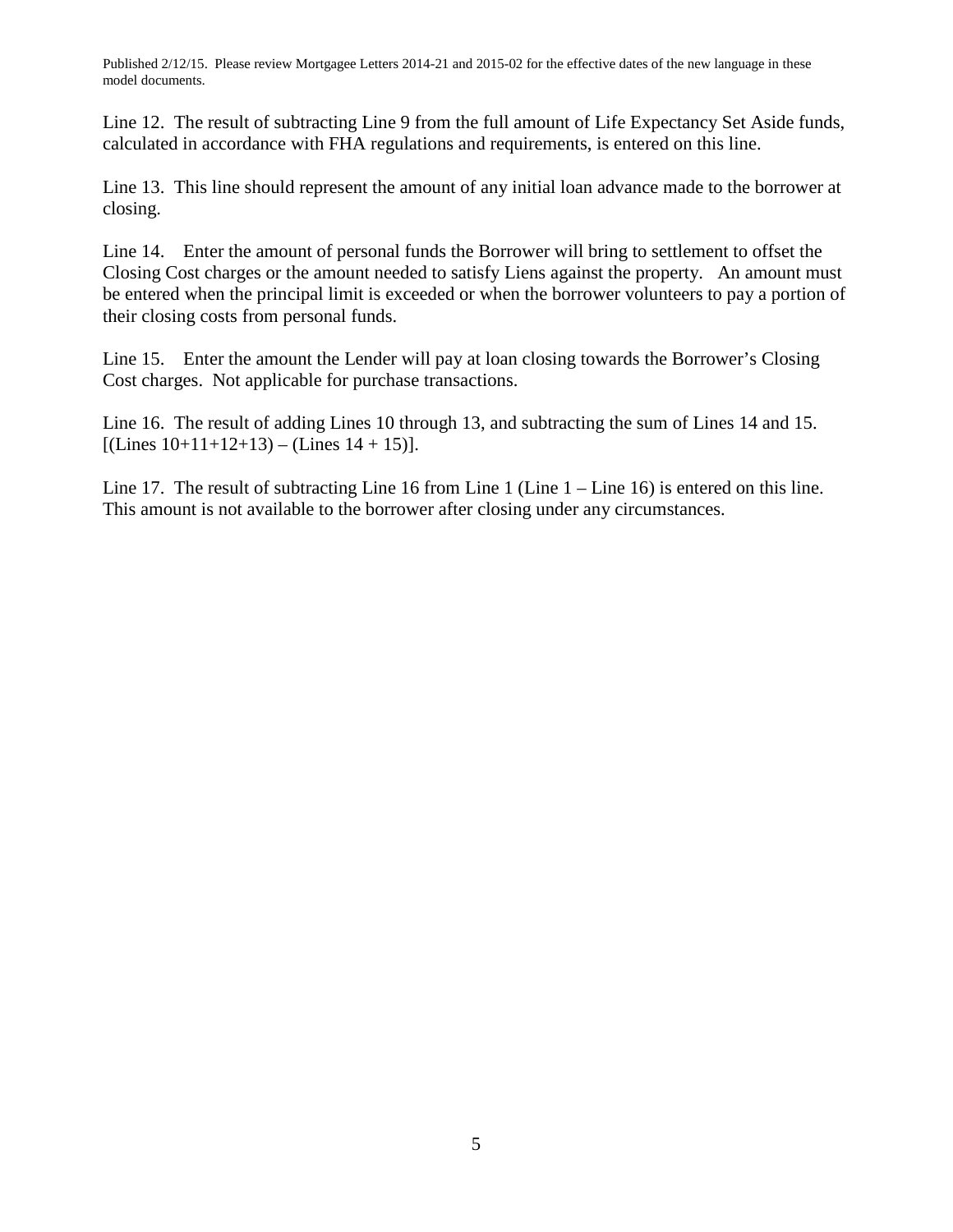Line 12. The result of subtracting Line 9 from the full amount of Life Expectancy Set Aside funds, calculated in accordance with FHA regulations and requirements, is entered on this line.

Line 13. This line should represent the amount of any initial loan advance made to the borrower at closing.

Line 14. Enter the amount of personal funds the Borrower will bring to settlement to offset the Closing Cost charges or the amount needed to satisfy Liens against the property. An amount must be entered when the principal limit is exceeded or when the borrower volunteers to pay a portion of their closing costs from personal funds.

Line 15. Enter the amount the Lender will pay at loan closing towards the Borrower's Closing Cost charges. Not applicable for purchase transactions.

Line 16. The result of adding Lines 10 through 13, and subtracting the sum of Lines 14 and 15. [(Lines 10+11+12+13) – (Lines 14 + 15)].

Line 17. The result of subtracting Line 16 from Line 1 (Line 1 – Line 16) is entered on this line. This amount is not available to the borrower after closing under any circumstances.